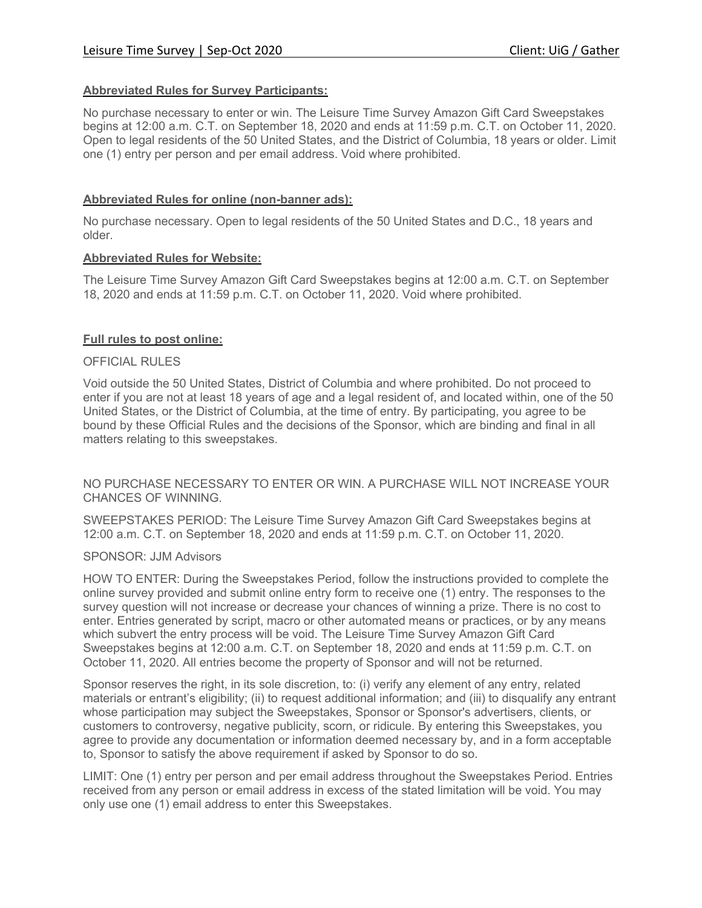**Abbreviated Rules for Survey Participants:**

No purchase necessary to enter or win. The Leisure Time Survey Amazon Gift Card Sweepstakes begins at 12:00 a.m. C.T. on September 18, 2020 and ends at 11:59 p.m. C.T. on October 11, 2020. Open to legal residents of the 50 United States, and the District of Columbia, 18 years or older. Limit one (1) entry per person and per email address. Void where prohibited.

**Abbreviated Rules for online (non-banner ads):**

No purchase necessary. Open to legal residents of the 50 United States and D.C., 18 years and older.

**Abbreviated Rules for Website:**

The Leisure Time Survey Amazon Gift Card Sweepstakes begins at 12:00 a.m. C.T. on September 18, 2020 and ends at 11:59 p.m. C.T. on October 11, 2020. Void where prohibited.

**Full rules to post online:**

OFFICIAL RULES

Void outside the 50 United States, District of Columbia and where prohibited. Do not proceed to enter if you are not at least 18 years of age and a legal resident of, and located within, one of the 50 United States, or the District of Columbia, at the time of entry. By participating, you agree to be bound by these Official Rules and the decisions of the Sponsor, which are binding and final in all matters relating to this sweepstakes.

NO PURCHASE NECESSARY TO ENTER OR WIN. A PURCHASE WILL NOT INCREASE YOUR CHANCES OF WINNING.

SWEEPSTAKES PERIOD: The Leisure Time Survey Amazon Gift Card Sweepstakes begins at 12:00 a.m. C.T. on September 18, 2020 and ends at 11:59 p.m. C.T. on October 11, 2020.

SPONSOR: JJM Advisors

HOW TO ENTER: During the Sweepstakes Period, follow the instructions provided to complete the online survey provided and submit online entry form to receive one (1) entry. The responses to the survey question will not increase or decrease your chances of winning a prize. There is no cost to enter. Entries generated by script, macro or other automated means or practices, or by any means which subvert the entry process will be void. The Leisure Time Survey Amazon Gift Card Sweepstakes begins at 12:00 a.m. C.T. on September 18, 2020 and ends at 11:59 p.m. C.T. on October 11, 2020. All entries become the property of Sponsor and will not be returned.

Sponsor reserves the right, in its sole discretion, to: (i) verify any element of any entry, related materials or entrant's eligibility; (ii) to request additional information; and (iii) to disqualify any entrant whose participation may subject the Sweepstakes, Sponsor or Sponsor's advertisers, clients, or customers to controversy, negative publicity, scorn, or ridicule. By entering this Sweepstakes, you agree to provide any documentation or information deemed necessary by, and in a form acceptable to, Sponsor to satisfy the above requirement if asked by Sponsor to do so.

LIMIT: One (1) entry per person and per email address throughout the Sweepstakes Period. Entries received from any person or email address in excess of the stated limitation will be void. You may only use one (1) email address to enter this Sweepstakes.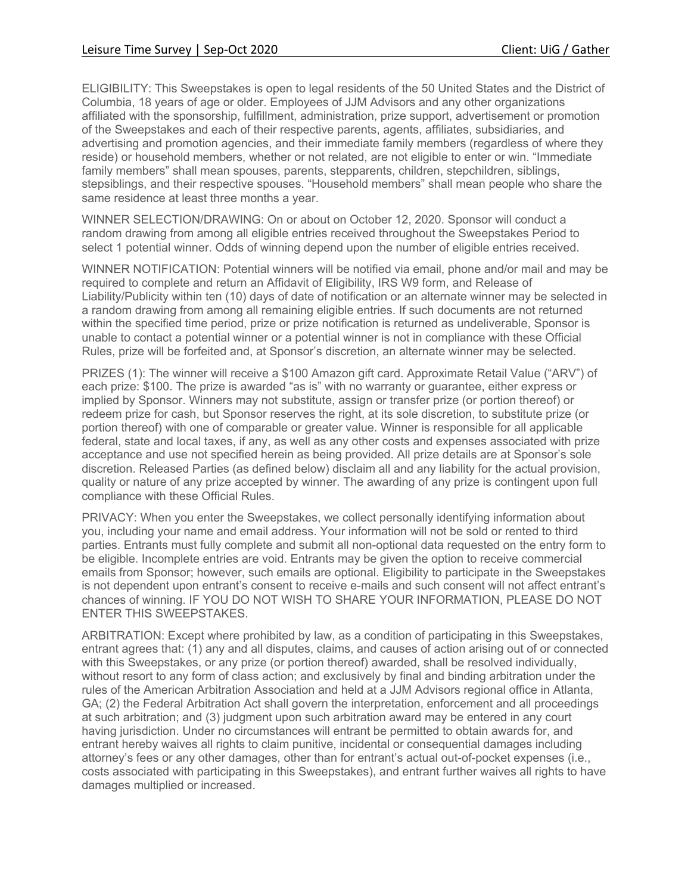ELIGIBILITY: This Sweepstakes is open to legal residents of the 50 United States and the District of Columbia, 18 years of age or older. Employees of JJM Advisors and any other organizations affiliated with the sponsorship, fulfillment, administration, prize support, advertisement or promotion of the Sweepstakes and each of their respective parents, agents, affiliates, subsidiaries, and advertising and promotion agencies, and their immediate family members (regardless of where they reside) or household members, whether or not related, are not eligible to enter or win. "Immediate family members" shall mean spouses, parents, stepparents, children, stepchildren, siblings, stepsiblings, and their respective spouses. "Household members" shall mean people who share the same residence at least three months a year.

WINNER SELECTION/DRAWING: On or about on October 12, 2020. Sponsor will conduct a random drawing from among all eligible entries received throughout the Sweepstakes Period to select 1 potential winner. Odds of winning depend upon the number of eligible entries received.

WINNER NOTIFICATION: Potential winners will be notified via email, phone and/or mail and may be required to complete and return an Affidavit of Eligibility, IRS W9 form, and Release of Liability/Publicity within ten (10) days of date of notification or an alternate winner may be selected in a random drawing from among all remaining eligible entries. If such documents are not returned within the specified time period, prize or prize notification is returned as undeliverable, Sponsor is unable to contact a potential winner or a potential winner is not in compliance with these Official Rules, prize will be forfeited and, at Sponsor's discretion, an alternate winner may be selected.

PRIZES (1): The winner will receive a $100 Amazon gift card. Approximate Retail Value ("ARV") of each prize: $100. The prize is awarded "as is" with no warranty or guarantee, either express or implied by Sponsor. Winners may not substitute, assign or transfer prize (or portion thereof) or redeem prize for cash, but Sponsor reserves the right, at its sole discretion, to substitute prize (or portion thereof) with one of comparable or greater value. Winner is responsible for all applicable federal, state and local taxes, if any, as well as any other costs and expenses associated with prize acceptance and use not specified herein as being provided. All prize details are at Sponsor's sole discretion. Released Parties (as defined below) disclaim all and any liability for the actual provision, quality or nature of any prize accepted by winner. The awarding of any prize is contingent upon full compliance with these Official Rules.

PRIVACY: When you enter the Sweepstakes, we collect personally identifying information about you, including your name and email address. Your information will not be sold or rented to third parties. Entrants must fully complete and submit all non-optional data requested on the entry form to be eligible. Incomplete entries are void. Entrants may be given the option to receive commercial emails from Sponsor; however, such emails are optional. Eligibility to participate in the Sweepstakes is not dependent upon entrant's consent to receive e-mails and such consent will not affect entrant's chances of winning. IF YOU DO NOT WISH TO SHARE YOUR INFORMATION, PLEASE DO NOT ENTER THIS SWEEPSTAKES.

ARBITRATION: Except where prohibited by law, as a condition of participating in this Sweepstakes, entrant agrees that: (1) any and all disputes, claims, and causes of action arising out of or connected with this Sweepstakes, or any prize (or portion thereof) awarded, shall be resolved individually, without resort to any form of class action; and exclusively by final and binding arbitration under the rules of the American Arbitration Association and held at a JJM Advisors regional office in Atlanta, GA; (2) the Federal Arbitration Act shall govern the interpretation, enforcement and all proceedings at such arbitration; and (3) judgment upon such arbitration award may be entered in any court having jurisdiction. Under no circumstances will entrant be permitted to obtain awards for, and entrant hereby waives all rights to claim punitive, incidental or consequential damages including attorney's fees or any other damages, other than for entrant's actual out-of-pocket expenses (i.e., costs associated with participating in this Sweepstakes), and entrant further waives all rights to have damages multiplied or increased.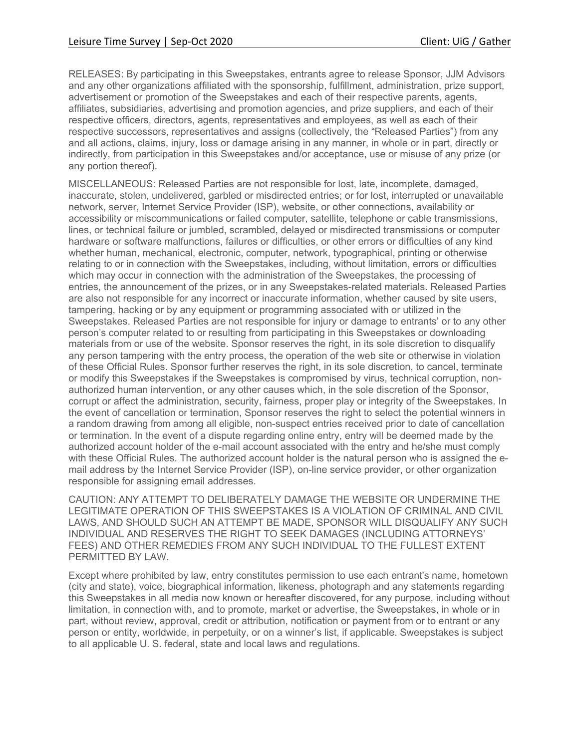RELEASES: By participating in this Sweepstakes, entrants agree to release Sponsor, JJM Advisors and any other organizations affiliated with the sponsorship, fulfillment, administration, prize support, advertisement or promotion of the Sweepstakes and each of their respective parents, agents, affiliates, subsidiaries, advertising and promotion agencies, and prize suppliers, and each of their respective officers, directors, agents, representatives and employees, as well as each of their respective successors, representatives and assigns (collectively, the "Released Parties") from any and all actions, claims, injury, loss or damage arising in any manner, in whole or in part, directly or indirectly, from participation in this Sweepstakes and/or acceptance, use or misuse of any prize (or any portion thereof).

MISCELLANEOUS: Released Parties are not responsible for lost, late, incomplete, damaged, inaccurate, stolen, undelivered, garbled or misdirected entries; or for lost, interrupted or unavailable network, server, Internet Service Provider (ISP), website, or other connections, availability or accessibility or miscommunications or failed computer, satellite, telephone or cable transmissions, lines, or technical failure or jumbled, scrambled, delayed or misdirected transmissions or computer hardware or software malfunctions, failures or difficulties, or other errors or difficulties of any kind whether human, mechanical, electronic, computer, network, typographical, printing or otherwise relating to or in connection with the Sweepstakes, including, without limitation, errors or difficulties which may occur in connection with the administration of the Sweepstakes, the processing of entries, the announcement of the prizes, or in any Sweepstakes-related materials. Released Parties are also not responsible for any incorrect or inaccurate information, whether caused by site users, tampering, hacking or by any equipment or programming associated with or utilized in the Sweepstakes. Released Parties are not responsible for injury or damage to entrants' or to any other person's computer related to or resulting from participating in this Sweepstakes or downloading materials from or use of the website. Sponsor reserves the right, in its sole discretion to disqualify any person tampering with the entry process, the operation of the web site or otherwise in violation of these Official Rules. Sponsor further reserves the right, in its sole discretion, to cancel, terminate or modify this Sweepstakes if the Sweepstakes is compromised by virus, technical corruption, non-authorized human intervention, or any other causes which, in the sole discretion of the Sponsor, corrupt or affect the administration, security, fairness, proper play or integrity of the Sweepstakes. In the event of cancellation or termination, Sponsor reserves the right to select the potential winners in a random drawing from among all eligible, non-suspect entries received prior to date of cancellation or termination. In the event of a dispute regarding online entry, entry will be deemed made by the authorized account holder of the e-mail account associated with the entry and he/she must comply with these Official Rules. The authorized account holder is the natural person who is assigned the e-mail address by the Internet Service Provider (ISP), on-line service provider, or other organization responsible for assigning email addresses.

CAUTION: ANY ATTEMPT TO DELIBERATELY DAMAGE THE WEBSITE OR UNDERMINE THE LEGITIMATE OPERATION OF THIS SWEEPSTAKES IS A VIOLATION OF CRIMINAL AND CIVIL LAWS, AND SHOULD SUCH AN ATTEMPT BE MADE, SPONSOR WILL DISQUALIFY ANY SUCH INDIVIDUAL AND RESERVES THE RIGHT TO SEEK DAMAGES (INCLUDING ATTORNEYS' FEES) AND OTHER REMEDIES FROM ANY SUCH INDIVIDUAL TO THE FULLEST EXTENT PERMITTED BY LAW.

Except where prohibited by law, entry constitutes permission to use each entrant's name, hometown (city and state), voice, biographical information, likeness, photograph and any statements regarding this Sweepstakes in all media now known or hereafter discovered, for any purpose, including without limitation, in connection with, and to promote, market or advertise, the Sweepstakes, in whole or in part, without review, approval, credit or attribution, notification or payment from or to entrant or any person or entity, worldwide, in perpetuity, or on a winner's list, if applicable. Sweepstakes is subject to all applicable U. S. federal, state and local laws and regulations.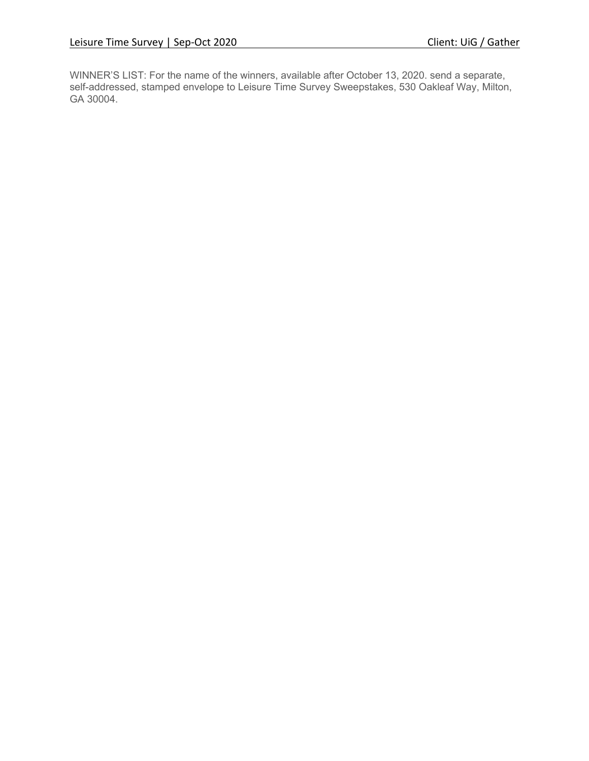WINNER'S LIST: For the name of the winners, available after October 13, 2020. send a separate, self-addressed, stamped envelope to Leisure Time Survey Sweepstakes, 530 Oakleaf Way, Milton, GA 30004.